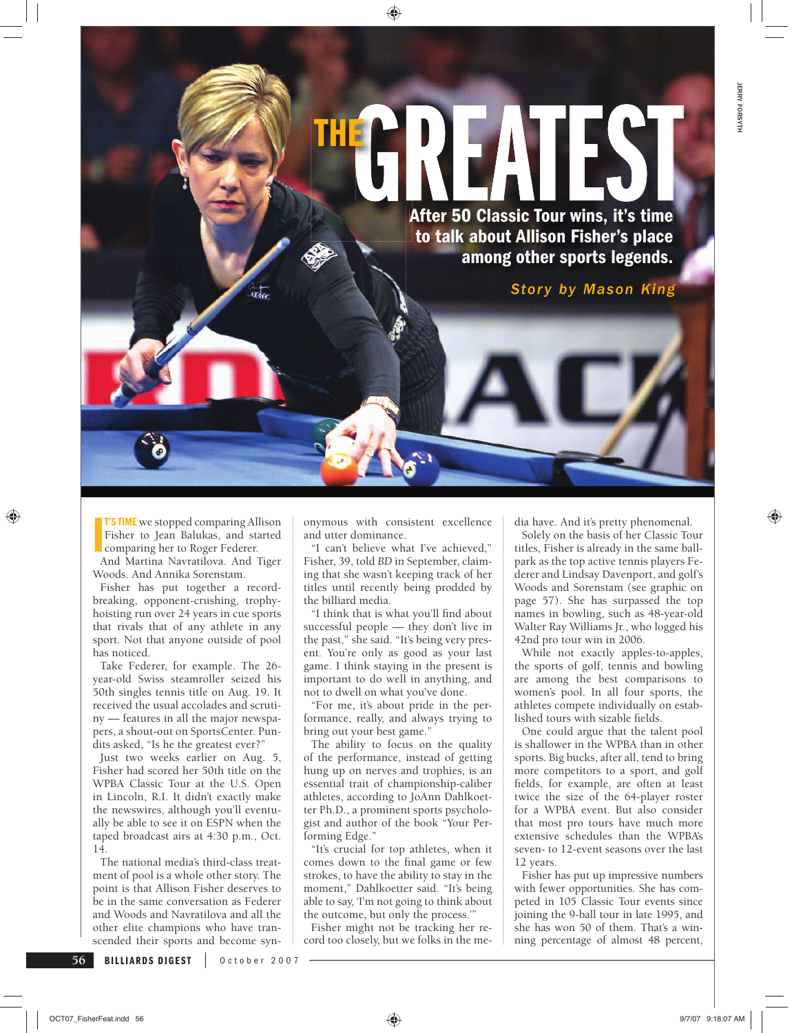# THE GREATEST

**After 50 Classic Tour wins, it's time to talk about Allison Fisher's place among other sports legends.**

*Story by Mason King*

IT'S TIME we stopped comparing Allison Fisher to Jean Balukas, and started comparing her to Roger Federer.

And Martina Navratilova. And Tiger Woods. And Annika Sorenstam.

Fisher has put together a record-breaking, opponent-crushing, trophy-hoisting run over 24 years in cue sports that rivals that of any athlete in any sport. Not that anyone outside of pool has noticed.

Take Federer, for example. The 26-year-old Swiss steamroller seized his 50th singles tennis title on Aug. 19. It received the usual accolades and scrutiny — features in all the major newspapers, a shout-out on SportsCenter. Pundits asked, "Is he the greatest ever?"

Just two weeks earlier on Aug. 5, Fisher had scored her 50th title on the WPBA Classic Tour at the U.S. Open in Lincoln, R.I. It didn't exactly make the newswires, although you'll eventually be able to see it on ESPN when the taped broadcast airs at 4:30 p.m., Oct. 14.

The national media's third-class treatment of pool is a whole other story. The point is that Allison Fisher deserves to be in the same conversation as Federer and Woods and Navratilova and all the other elite champions who have transcended their sports and become synonymous with consistent excellence and utter dominance.

"I can't believe what I've achieved," Fisher, 39, told *BD* in September, claiming that she wasn't keeping track of her titles until recently being prodded by the billiard media.

"I think that is what you'll find about successful people — they don't live in the past," she said. "It's being very present. You're only as good as your last game. I think staying in the present is important to do well in anything, and not to dwell on what you've done.

"For me, it's about pride in the performance, really, and always trying to bring out your best game."

The ability to focus on the quality of the performance, instead of getting hung up on nerves and trophies, is an essential trait of championship-caliber athletes, according to JoAnn Dahlkoetter Ph.D., a prominent sports psychologist and author of the book "Your Performing Edge."

"It's crucial for top athletes, when it comes down to the final game or few strokes, to have the ability to stay in the moment," Dahlkoetter said. "It's being able to say, 'I'm not going to think about the outcome, but only the process.'"

Fisher might not be tracking her record too closely, but we folks in the media have. And it's pretty phenomenal.

Solely on the basis of her Classic Tour titles, Fisher is already in the same ballpark as the top active tennis players Federer and Lindsay Davenport, and golf's Woods and Sorenstam (see graphic on page 57). She has surpassed the top names in bowling, such as 48-year-old Walter Ray Williams Jr., who logged his 42nd pro tour win in 2006.

While not exactly apples-to-apples, the sports of golf, tennis and bowling are among the best comparisons to women's pool. In all four sports, the athletes compete individually on established tours with sizable fields.

One could argue that the talent pool is shallower in the WPBA than in other sports. Big bucks, after all, tend to bring more competitors to a sport, and golf fields, for example, are often at least twice the size of the 64-player roster for a WPBA event. But also consider that most pro tours have much more extensive schedules than the WPBA's seven- to 12-event seasons over the last 12 years.

Fisher has put up impressive numbers with fewer opportunities. She has competed in 105 Classic Tour events since joining the 9-ball tour in late 1995, and she has won 50 of them. That's a winning percentage of almost 48 percent,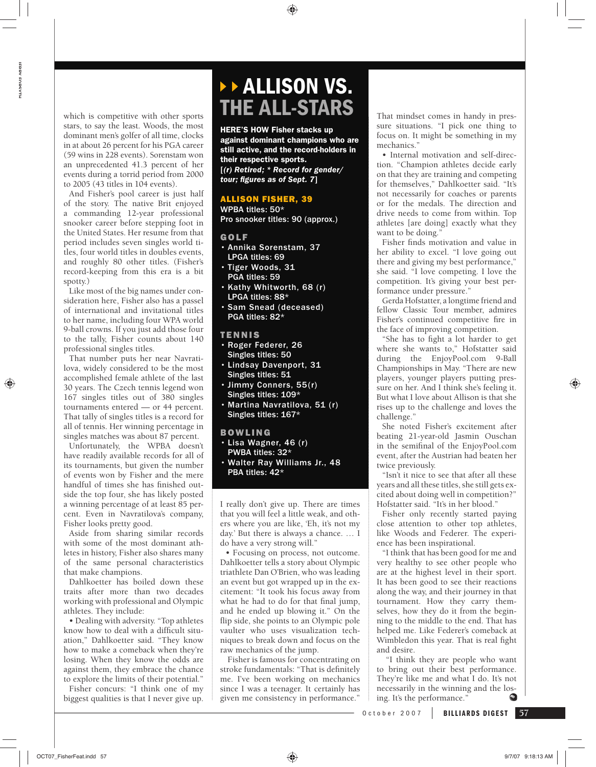which is competitive with other sports stars, to say the least. Woods, the most dominant men's golfer of all time, clocks in at about 26 percent for his PGA career (59 wins in 228 events). Sorenstam won an unprecedented 41.3 percent of her events during a torrid period from 2000 to 2005 (43 titles in 104 events).

And Fisher's pool career is just half of the story. The native Brit enjoyed a commanding 12-year professional snooker career before stepping foot in the United States. Her resume from that period includes seven singles world titles, four world titles in doubles events, and roughly 80 other titles. (Fisher's record-keeping from this era is a bit spotty.)

Like most of the big names under consideration here, Fisher also has a passel of international and invitational titles to her name, including four WPA world 9-ball crowns. If you just add those four to the tally, Fisher counts about 140 professional singles titles.

That number puts her near Navratilova, widely considered to be the most accomplished female athlete of the last 30 years. The Czech tennis legend won 167 singles titles out of 380 singles tournaments entered — or 44 percent. That tally of singles titles is a record for all of tennis. Her winning percentage in singles matches was about 87 percent.

Unfortunately, the WPBA doesn't have readily available records for all of its tournaments, but given the number of events won by Fisher and the mere handful of times she has finished outside the top four, she has likely posted a winning percentage of at least 85 percent. Even in Navratilova's company, Fisher looks pretty good.

Aside from sharing similar records with some of the most dominant athletes in history, Fisher also shares many of the same personal characteristics that make champions.

Dahlkoetter has boiled down these traits after more than two decades working with professional and Olympic athletes. They include:

• Dealing with adversity. "Top athletes know how to deal with a difficult situation," Dahlkoetter said. "They know how to make a comeback when they're losing. When they know the odds are against them, they embrace the chance to explore the limits of their potential."

Fisher concurs: "I think one of my biggest qualities is that I never give up. I really don't give up. There are times that you will feel a little weak, and others where you are like, 'Eh, it's not my day.' But there is always a chance. … I do have a very strong will."

• Focusing on process, not outcome. Dahlkoetter tells a story about Olympic triathlete Dan O'Brien, who was leading an event but got wrapped up in the excitement: "It took his focus away from what he had to do for that final jump, and he ended up blowing it." On the flip side, she points to an Olympic pole vaulter who uses visualization techniques to break down and focus on the raw mechanics of the jump.

Fisher is famous for concentrating on stroke fundamentals: "That is definitely me. I've been working on mechanics since I was a teenager. It certainly has given me consistency in performance." That mindset comes in handy in pressure situations. "I pick one thing to focus on. It might be something in my mechanics."

• Internal motivation and self-direction. "Champion athletes decide early on that they are training and competing for themselves," Dahlkoetter said. "It's not necessarily for coaches or parents or for the medals. The direction and drive needs to come from within. Top athletes [are doing] exactly what they want to be doing."

Fisher finds motivation and value in her ability to excel. "I love going out there and giving my best performance," she said. "I love competing. I love the competition. It's giving your best performance under pressure."

Gerda Hofstatter, a longtime friend and fellow Classic Tour member, admires Fisher's continued competitive fire in the face of improving competition.

"She has to fight a lot harder to get where she wants to," Hofstatter said during the EnjoyPool.com 9-Ball Championships in May. "There are new players, younger players putting pressure on her. And I think she's feeling it. But what I love about Allison is that she rises up to the challenge and loves the challenge."

She noted Fisher's excitement after beating 21-year-old Jasmin Ouschan in the semifinal of the EnjoyPool.com event, after the Austrian had beaten her twice previously.

"Isn't it nice to see that after all these years and all these titles, she still gets excited about doing well in competition?" Hofstatter said. "It's in her blood."

Fisher only recently started paying close attention to other top athletes, like Woods and Federer. The experience has been inspirational.

"I think that has been good for me and very healthy to see other people who are at the highest level in their sport. It has been good to see their reactions along the way, and their journey in that tournament. How they carry themselves, how they do it from the beginning to the middle to the end. That has helped me. Like Federer's comeback at Wimbledon this year. That is real fight and desire.

"I think they are people who want to bring out their best performance. They're like me and what I do. It's not necessarily in the winning and the losing. It's the performance."

## ▸▸ ALLISON VS. THE ALL-STARS

**HERE'S HOW Fisher stacks up against dominant champions who are still active, and the record-holders in their respective sports.**
**[*(r) Retired; * Record for gender/tour; figures as of Sept. 7*]**

### ALLISON FISHER, 39
WPBA titles: 50*
Pro snooker titles: 90 (approx.)

### GOLF
- Annika Sorenstam, 37
  LPGA titles: 69
- Tiger Woods, 31
  PGA titles: 59
- Kathy Whitworth, 68 (r)
  LPGA titles: 88*
- Sam Snead (deceased)
  PGA titles: 82*

### TENNIS
- Roger Federer, 26
  Singles titles: 50
- Lindsay Davenport, 31
  Singles titles: 51
- Jimmy Conners, 55(r)
  Singles titles: 109*
- Martina Navratilova, 51 (r)
  Singles titles: 167*

### BOWLING
- Lisa Wagner, 46 (r)
  PWBA titles: 32*
- Walter Ray Williams Jr., 48
  PBA titles: 42*